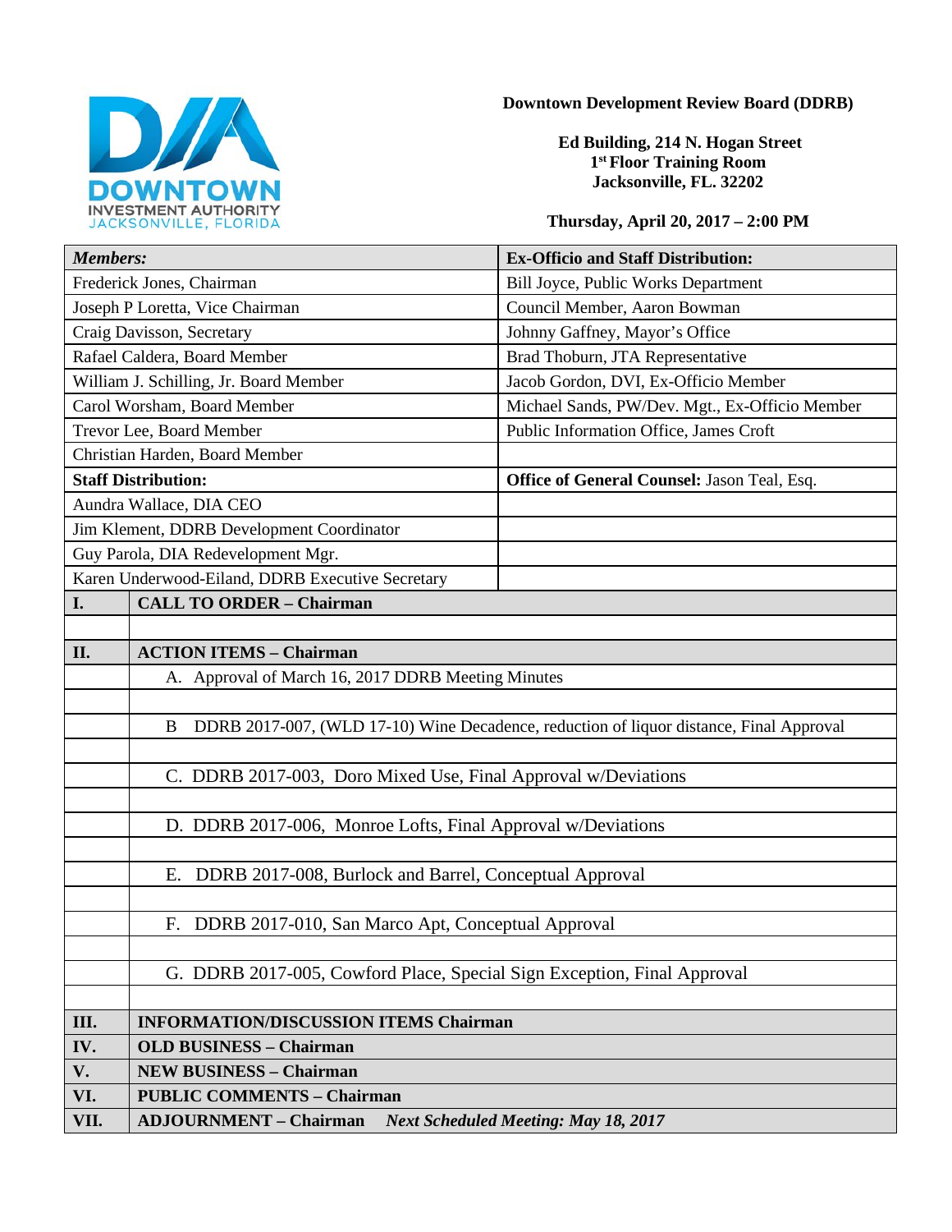**Downtown Development Review Board (DDRB)**

**Ed Building, 214 N. Hogan Street**
**1st Floor Training Room**
**Jacksonville, FL. 32202**

**Thursday, April 20, 2017 – 2:00 PM**

| ***Members:*** | **Ex-Officio and Staff Distribution:** |
|---|---|
| Frederick Jones, Chairman | Bill Joyce, Public Works Department |
| Joseph P Loretta, Vice Chairman | Council Member, Aaron Bowman |
| Craig Davisson, Secretary | Johnny Gaffney, Mayor's Office |
| Rafael Caldera, Board Member | Brad Thoburn, JTA Representative |
| William J. Schilling, Jr. Board Member | Jacob Gordon, DVI, Ex-Officio Member |
| Carol Worsham, Board Member | Michael Sands, PW/Dev. Mgt., Ex-Officio Member |
| Trevor Lee, Board Member | Public Information Office, James Croft |
| Christian Harden, Board Member | |
| **Staff Distribution:** | **Office of General Counsel:** Jason Teal, Esq. |
| Aundra Wallace, DIA CEO | |
| Jim Klement, DDRB Development Coordinator | |
| Guy Parola, DIA Redevelopment Mgr. | |
| Karen Underwood-Eiland, DDRB Executive Secretary | |

| | |
|---|---|
| **I.** | **CALL TO ORDER – Chairman** |
| | |
| **II.** | **ACTION ITEMS – Chairman** |
| | A. Approval of March 16, 2017 DDRB Meeting Minutes |
| | |
| | B DDRB 2017-007, (WLD 17-10) Wine Decadence, reduction of liquor distance, Final Approval |
| | |
| | C. DDRB 2017-003, Doro Mixed Use, Final Approval w/Deviations |
| | |
| | D. DDRB 2017-006, Monroe Lofts, Final Approval w/Deviations |
| | |
| | E. DDRB 2017-008, Burlock and Barrel, Conceptual Approval |
| | |
| | F. DDRB 2017-010, San Marco Apt, Conceptual Approval |
| | |
| | G. DDRB 2017-005, Cowford Place, Special Sign Exception, Final Approval |
| | |
| **III.** | **INFORMATION/DISCUSSION ITEMS Chairman** |
| **IV.** | **OLD BUSINESS – Chairman** |
| **V.** | **NEW BUSINESS – Chairman** |
| **VI.** | **PUBLIC COMMENTS – Chairman** |
| **VII.** | **ADJOURNMENT – Chairman** ***Next Scheduled Meeting: May 18, 2017*** |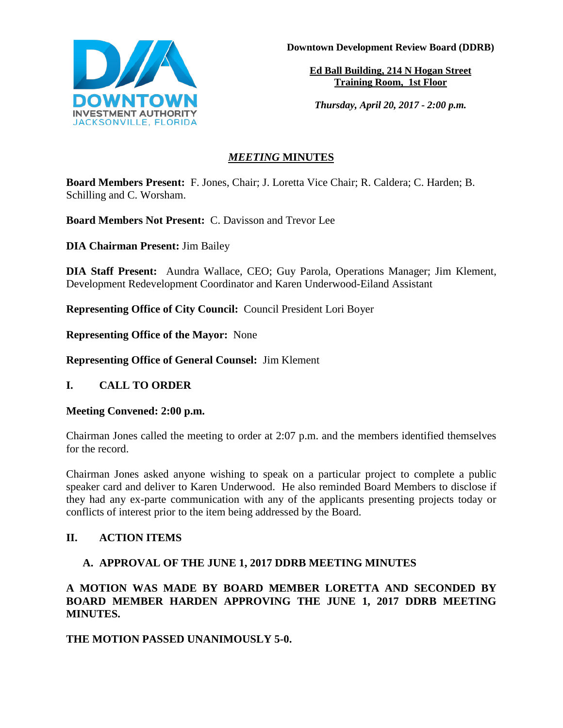**Downtown Development Review Board (DDRB)**

**Ed Ball Building, 214 N Hogan Street**
**Training Room, 1st Floor**

***Thursday, April 20, 2017 - 2:00 p.m.***

# *MEETING* MINUTES

**Board Members Present:** F. Jones, Chair; J. Loretta Vice Chair; R. Caldera; C. Harden; B. Schilling and C. Worsham.

**Board Members Not Present:** C. Davisson and Trevor Lee

**DIA Chairman Present:** Jim Bailey

**DIA Staff Present:** Aundra Wallace, CEO; Guy Parola, Operations Manager; Jim Klement, Development Redevelopment Coordinator and Karen Underwood-Eiland Assistant

**Representing Office of City Council:** Council President Lori Boyer

**Representing Office of the Mayor:** None

**Representing Office of General Counsel:** Jim Klement

## I. CALL TO ORDER

**Meeting Convened: 2:00 p.m.**

Chairman Jones called the meeting to order at 2:07 p.m. and the members identified themselves for the record.

Chairman Jones asked anyone wishing to speak on a particular project to complete a public speaker card and deliver to Karen Underwood. He also reminded Board Members to disclose if they had any ex-parte communication with any of the applicants presenting projects today or conflicts of interest prior to the item being addressed by the Board.

## II. ACTION ITEMS

### A. APPROVAL OF THE JUNE 1, 2017 DDRB MEETING MINUTES

**A MOTION WAS MADE BY BOARD MEMBER LORETTA AND SECONDED BY BOARD MEMBER HARDEN APPROVING THE JUNE 1, 2017 DDRB MEETING MINUTES.**

**THE MOTION PASSED UNANIMOUSLY 5-0.**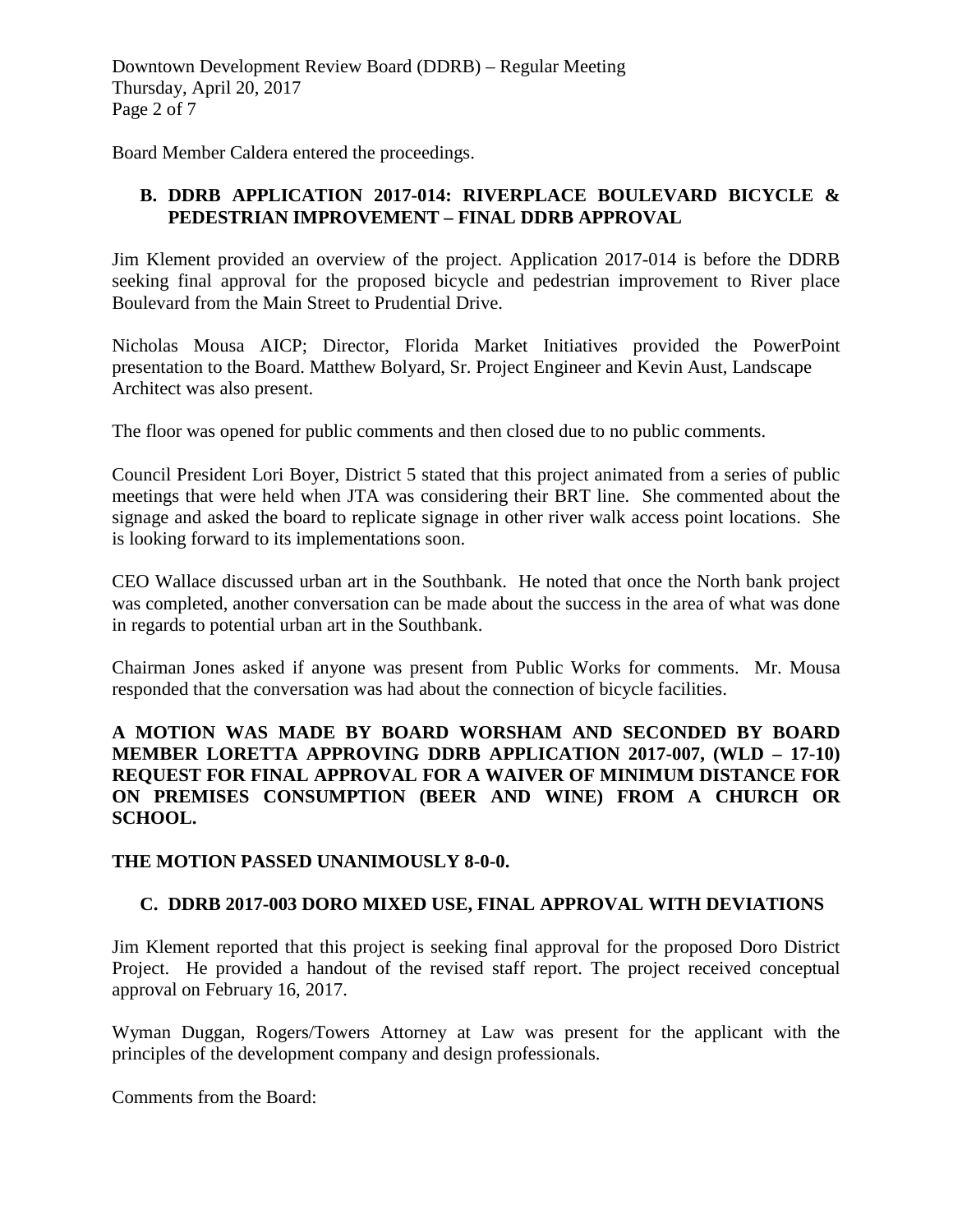Board Member Caldera entered the proceedings.

**B. DDRB APPLICATION 2017-014: RIVERPLACE BOULEVARD BICYCLE & PEDESTRIAN IMPROVEMENT – FINAL DDRB APPROVAL**

Jim Klement provided an overview of the project. Application 2017-014 is before the DDRB seeking final approval for the proposed bicycle and pedestrian improvement to River place Boulevard from the Main Street to Prudential Drive.

Nicholas Mousa AICP; Director, Florida Market Initiatives provided the PowerPoint presentation to the Board. Matthew Bolyard, Sr. Project Engineer and Kevin Aust, Landscape Architect was also present.

The floor was opened for public comments and then closed due to no public comments.

Council President Lori Boyer, District 5 stated that this project animated from a series of public meetings that were held when JTA was considering their BRT line. She commented about the signage and asked the board to replicate signage in other river walk access point locations. She is looking forward to its implementations soon.

CEO Wallace discussed urban art in the Southbank. He noted that once the North bank project was completed, another conversation can be made about the success in the area of what was done in regards to potential urban art in the Southbank.

Chairman Jones asked if anyone was present from Public Works for comments. Mr. Mousa responded that the conversation was had about the connection of bicycle facilities.

**A MOTION WAS MADE BY BOARD WORSHAM AND SECONDED BY BOARD MEMBER LORETTA APPROVING DDRB APPLICATION 2017-007, (WLD – 17-10) REQUEST FOR FINAL APPROVAL FOR A WAIVER OF MINIMUM DISTANCE FOR ON PREMISES CONSUMPTION (BEER AND WINE) FROM A CHURCH OR SCHOOL.**

**THE MOTION PASSED UNANIMOUSLY 8-0-0.**

**C. DDRB 2017-003 DORO MIXED USE, FINAL APPROVAL WITH DEVIATIONS**

Jim Klement reported that this project is seeking final approval for the proposed Doro District Project. He provided a handout of the revised staff report. The project received conceptual approval on February 16, 2017.

Wyman Duggan, Rogers/Towers Attorney at Law was present for the applicant with the principles of the development company and design professionals.

Comments from the Board: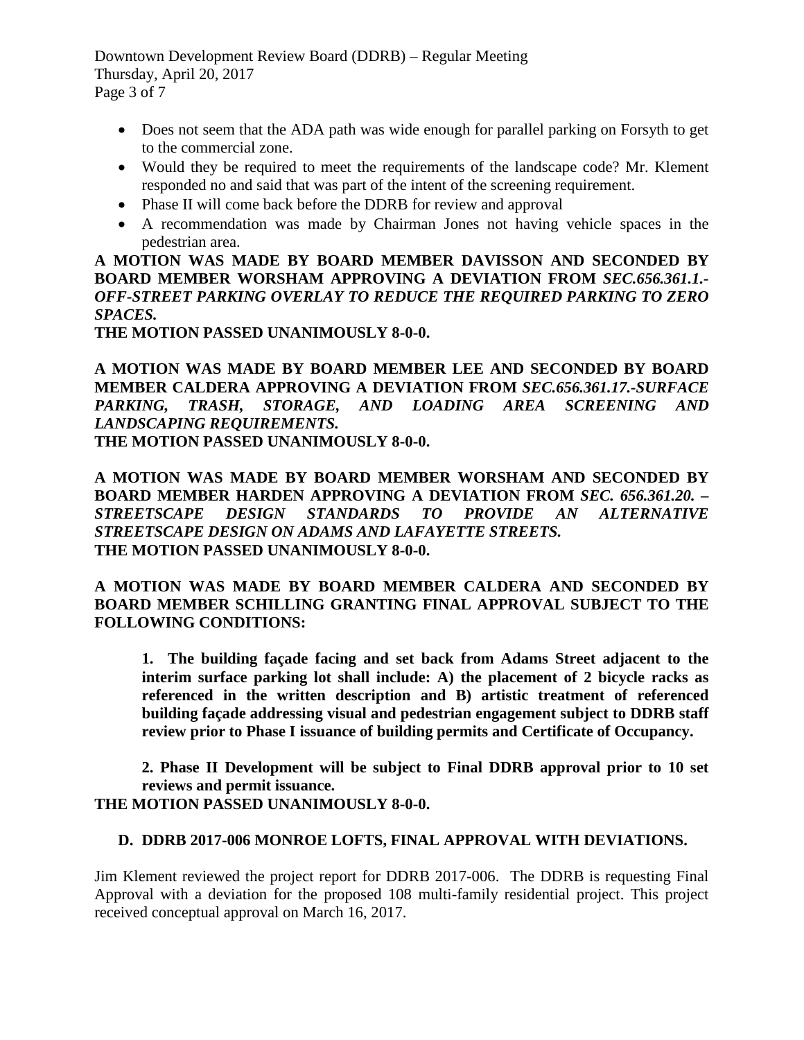- Does not seem that the ADA path was wide enough for parallel parking on Forsyth to get to the commercial zone.
- Would they be required to meet the requirements of the landscape code? Mr. Klement responded no and said that was part of the intent of the screening requirement.
- Phase II will come back before the DDRB for review and approval
- A recommendation was made by Chairman Jones not having vehicle spaces in the pedestrian area.

**A MOTION WAS MADE BY BOARD MEMBER DAVISSON AND SECONDED BY BOARD MEMBER WORSHAM APPROVING A DEVIATION FROM *SEC.656.361.1.-OFF-STREET PARKING OVERLAY TO REDUCE THE REQUIRED PARKING TO ZERO SPACES.***

**THE MOTION PASSED UNANIMOUSLY 8-0-0.**

**A MOTION WAS MADE BY BOARD MEMBER LEE AND SECONDED BY BOARD MEMBER CALDERA APPROVING A DEVIATION FROM *SEC.656.361.17.-SURFACE PARKING, TRASH, STORAGE, AND LOADING AREA SCREENING AND LANDSCAPING REQUIREMENTS.***

**THE MOTION PASSED UNANIMOUSLY 8-0-0.**

**A MOTION WAS MADE BY BOARD MEMBER WORSHAM AND SECONDED BY BOARD MEMBER HARDEN APPROVING A DEVIATION FROM *SEC. 656.361.20. – STREETSCAPE DESIGN STANDARDS TO PROVIDE AN ALTERNATIVE STREETSCAPE DESIGN ON ADAMS AND LAFAYETTE STREETS.***

**THE MOTION PASSED UNANIMOUSLY 8-0-0.**

**A MOTION WAS MADE BY BOARD MEMBER CALDERA AND SECONDED BY BOARD MEMBER SCHILLING GRANTING FINAL APPROVAL SUBJECT TO THE FOLLOWING CONDITIONS:**

> **1. The building façade facing and set back from Adams Street adjacent to the interim surface parking lot shall include: A) the placement of 2 bicycle racks as referenced in the written description and B) artistic treatment of referenced building façade addressing visual and pedestrian engagement subject to DDRB staff review prior to Phase I issuance of building permits and Certificate of Occupancy.**
>
> **2. Phase II Development will be subject to Final DDRB approval prior to 10 set reviews and permit issuance.**

**THE MOTION PASSED UNANIMOUSLY 8-0-0.**

### D. DDRB 2017-006 MONROE LOFTS, FINAL APPROVAL WITH DEVIATIONS.

Jim Klement reviewed the project report for DDRB 2017-006. The DDRB is requesting Final Approval with a deviation for the proposed 108 multi-family residential project. This project received conceptual approval on March 16, 2017.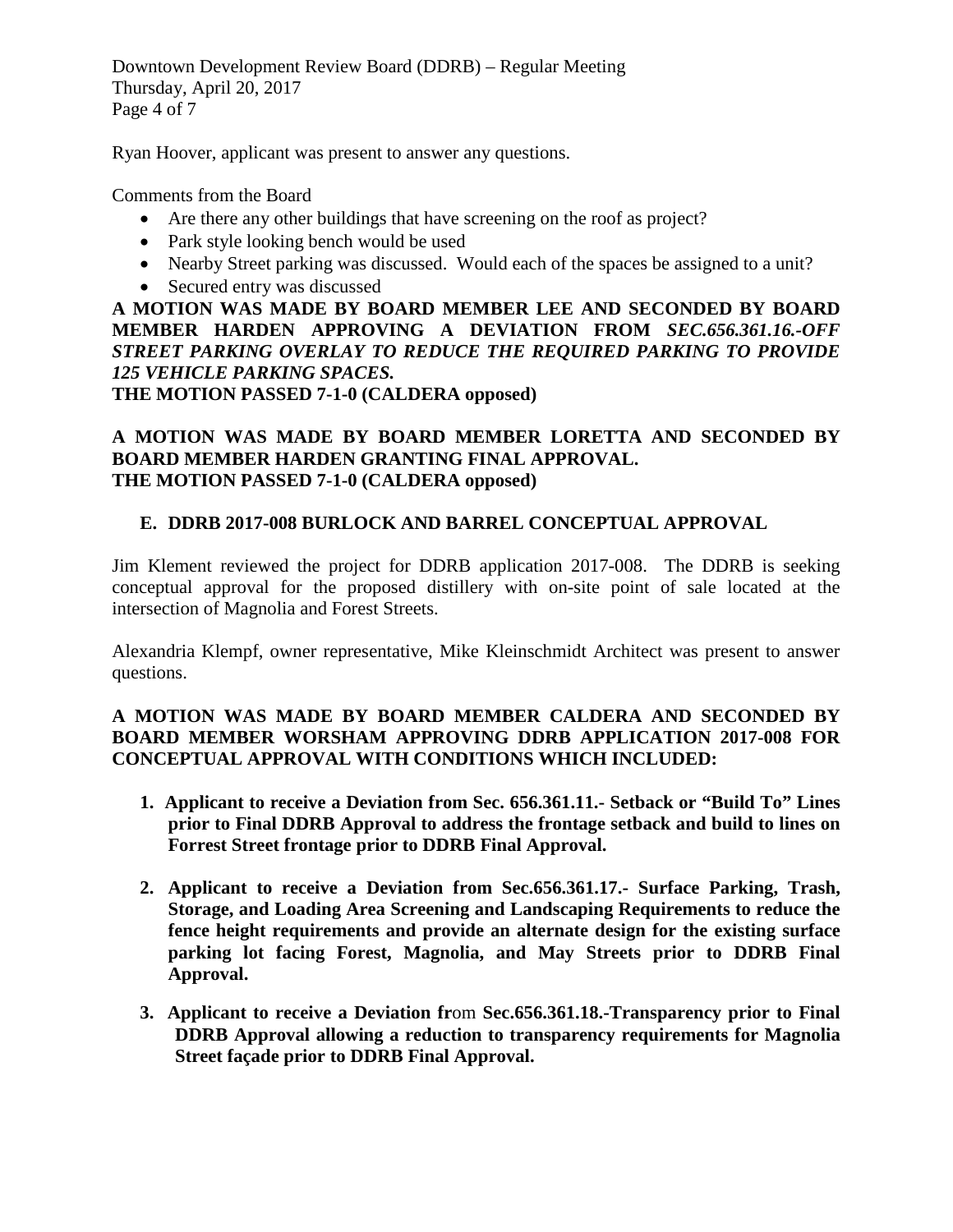Ryan Hoover, applicant was present to answer any questions.

Comments from the Board

- Are there any other buildings that have screening on the roof as project?
- Park style looking bench would be used
- Nearby Street parking was discussed. Would each of the spaces be assigned to a unit?
- Secured entry was discussed

**A MOTION WAS MADE BY BOARD MEMBER LEE AND SECONDED BY BOARD MEMBER HARDEN APPROVING A DEVIATION FROM *SEC.656.361.16.-OFF STREET PARKING OVERLAY TO REDUCE THE REQUIRED PARKING TO PROVIDE 125 VEHICLE PARKING SPACES.***
**THE MOTION PASSED 7-1-0 (CALDERA opposed)**

**A MOTION WAS MADE BY BOARD MEMBER LORETTA AND SECONDED BY BOARD MEMBER HARDEN GRANTING FINAL APPROVAL.**
**THE MOTION PASSED 7-1-0 (CALDERA opposed)**

**E. DDRB 2017-008 BURLOCK AND BARREL CONCEPTUAL APPROVAL**

Jim Klement reviewed the project for DDRB application 2017-008. The DDRB is seeking conceptual approval for the proposed distillery with on-site point of sale located at the intersection of Magnolia and Forest Streets.

Alexandria Klempf, owner representative, Mike Kleinschmidt Architect was present to answer questions.

**A MOTION WAS MADE BY BOARD MEMBER CALDERA AND SECONDED BY BOARD MEMBER WORSHAM APPROVING DDRB APPLICATION 2017-008 FOR CONCEPTUAL APPROVAL WITH CONDITIONS WHICH INCLUDED:**

1. **Applicant to receive a Deviation from Sec. 656.361.11.- Setback or "Build To" Lines prior to Final DDRB Approval to address the frontage setback and build to lines on Forrest Street frontage prior to DDRB Final Approval.**

2. **Applicant to receive a Deviation from Sec.656.361.17.- Surface Parking, Trash, Storage, and Loading Area Screening and Landscaping Requirements to reduce the fence height requirements and provide an alternate design for the existing surface parking lot facing Forest, Magnolia, and May Streets prior to DDRB Final Approval.**

3. **Applicant to receive a Deviation fr**om **Sec.656.361.18.-Transparency prior to Final DDRB Approval allowing a reduction to transparency requirements for Magnolia Street façade prior to DDRB Final Approval.**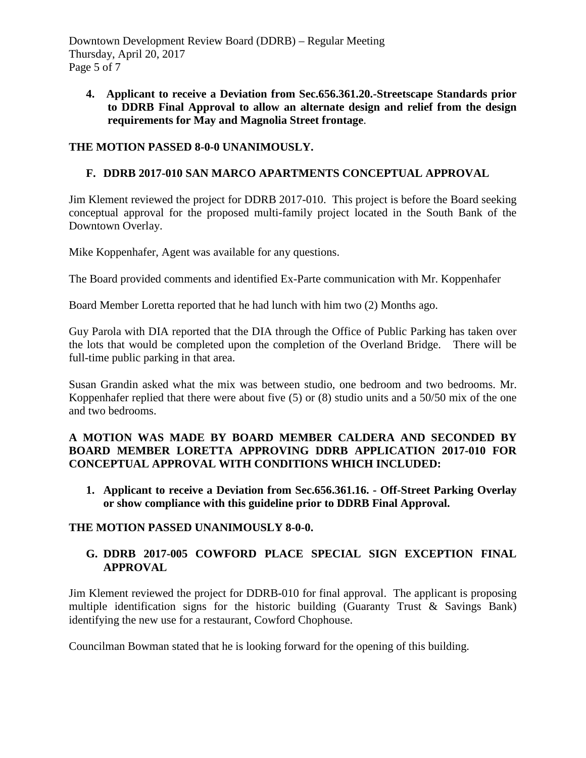4. **Applicant to receive a Deviation from Sec.656.361.20.-Streetscape Standards prior to DDRB Final Approval to allow an alternate design and relief from the design requirements for May and Magnolia Street frontage**.

**THE MOTION PASSED 8-0-0 UNANIMOUSLY.**

## F. DDRB 2017-010 SAN MARCO APARTMENTS CONCEPTUAL APPROVAL

Jim Klement reviewed the project for DDRB 2017-010. This project is before the Board seeking conceptual approval for the proposed multi-family project located in the South Bank of the Downtown Overlay.

Mike Koppenhafer, Agent was available for any questions.

The Board provided comments and identified Ex-Parte communication with Mr. Koppenhafer

Board Member Loretta reported that he had lunch with him two (2) Months ago.

Guy Parola with DIA reported that the DIA through the Office of Public Parking has taken over the lots that would be completed upon the completion of the Overland Bridge. There will be full-time public parking in that area.

Susan Grandin asked what the mix was between studio, one bedroom and two bedrooms. Mr. Koppenhafer replied that there were about five (5) or (8) studio units and a 50/50 mix of the one and two bedrooms.

**A MOTION WAS MADE BY BOARD MEMBER CALDERA AND SECONDED BY BOARD MEMBER LORETTA APPROVING DDRB APPLICATION 2017-010 FOR CONCEPTUAL APPROVAL WITH CONDITIONS WHICH INCLUDED:**

1. **Applicant to receive a Deviation from Sec.656.361.16. - Off-Street Parking Overlay or show compliance with this guideline prior to DDRB Final Approval.**

**THE MOTION PASSED UNANIMOUSLY 8-0-0.**

## G. DDRB 2017-005 COWFORD PLACE SPECIAL SIGN EXCEPTION FINAL APPROVAL

Jim Klement reviewed the project for DDRB-010 for final approval. The applicant is proposing multiple identification signs for the historic building (Guaranty Trust & Savings Bank) identifying the new use for a restaurant, Cowford Chophouse.

Councilman Bowman stated that he is looking forward for the opening of this building.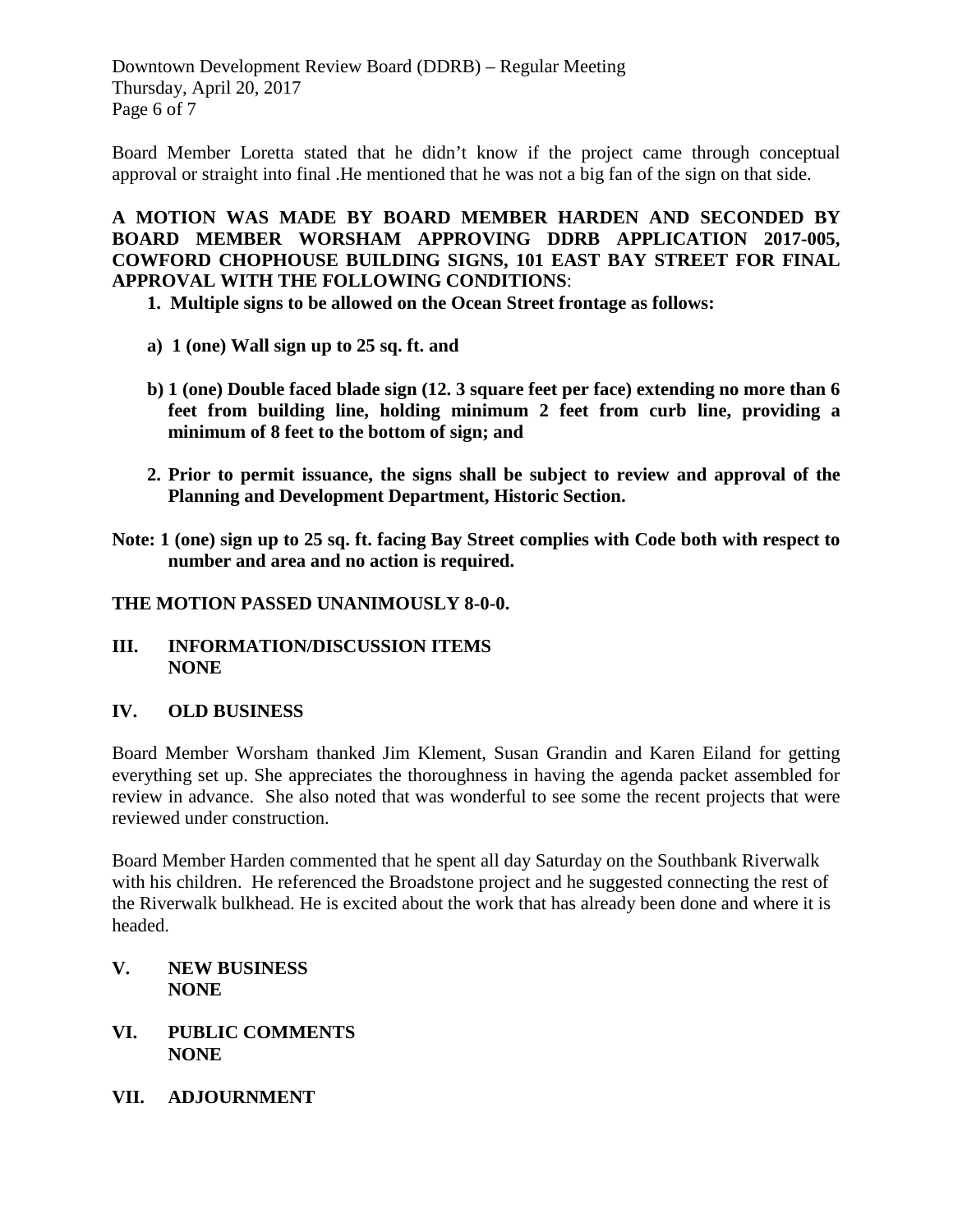Board Member Loretta stated that he didn't know if the project came through conceptual approval or straight into final .He mentioned that he was not a big fan of the sign on that side.

**A MOTION WAS MADE BY BOARD MEMBER HARDEN AND SECONDED BY BOARD MEMBER WORSHAM APPROVING DDRB APPLICATION 2017-005, COWFORD CHOPHOUSE BUILDING SIGNS, 101 EAST BAY STREET FOR FINAL APPROVAL WITH THE FOLLOWING CONDITIONS**:

1. **Multiple signs to be allowed on the Ocean Street frontage as follows:**

   a) **1 (one) Wall sign up to 25 sq. ft. and**

   b) **1 (one) Double faced blade sign (12. 3 square feet per face) extending no more than 6 feet from building line, holding minimum 2 feet from curb line, providing a minimum of 8 feet to the bottom of sign; and**

2. **Prior to permit issuance, the signs shall be subject to review and approval of the Planning and Development Department, Historic Section.**

**Note: 1 (one) sign up to 25 sq. ft. facing Bay Street complies with Code both with respect to number and area and no action is required.**

**THE MOTION PASSED UNANIMOUSLY 8-0-0.**

## III. INFORMATION/DISCUSSION ITEMS
**NONE**

## IV. OLD BUSINESS

Board Member Worsham thanked Jim Klement, Susan Grandin and Karen Eiland for getting everything set up. She appreciates the thoroughness in having the agenda packet assembled for review in advance. She also noted that was wonderful to see some the recent projects that were reviewed under construction.

Board Member Harden commented that he spent all day Saturday on the Southbank Riverwalk with his children. He referenced the Broadstone project and he suggested connecting the rest of the Riverwalk bulkhead. He is excited about the work that has already been done and where it is headed.

## V. NEW BUSINESS
**NONE**

## VI. PUBLIC COMMENTS
**NONE**

## VII. ADJOURNMENT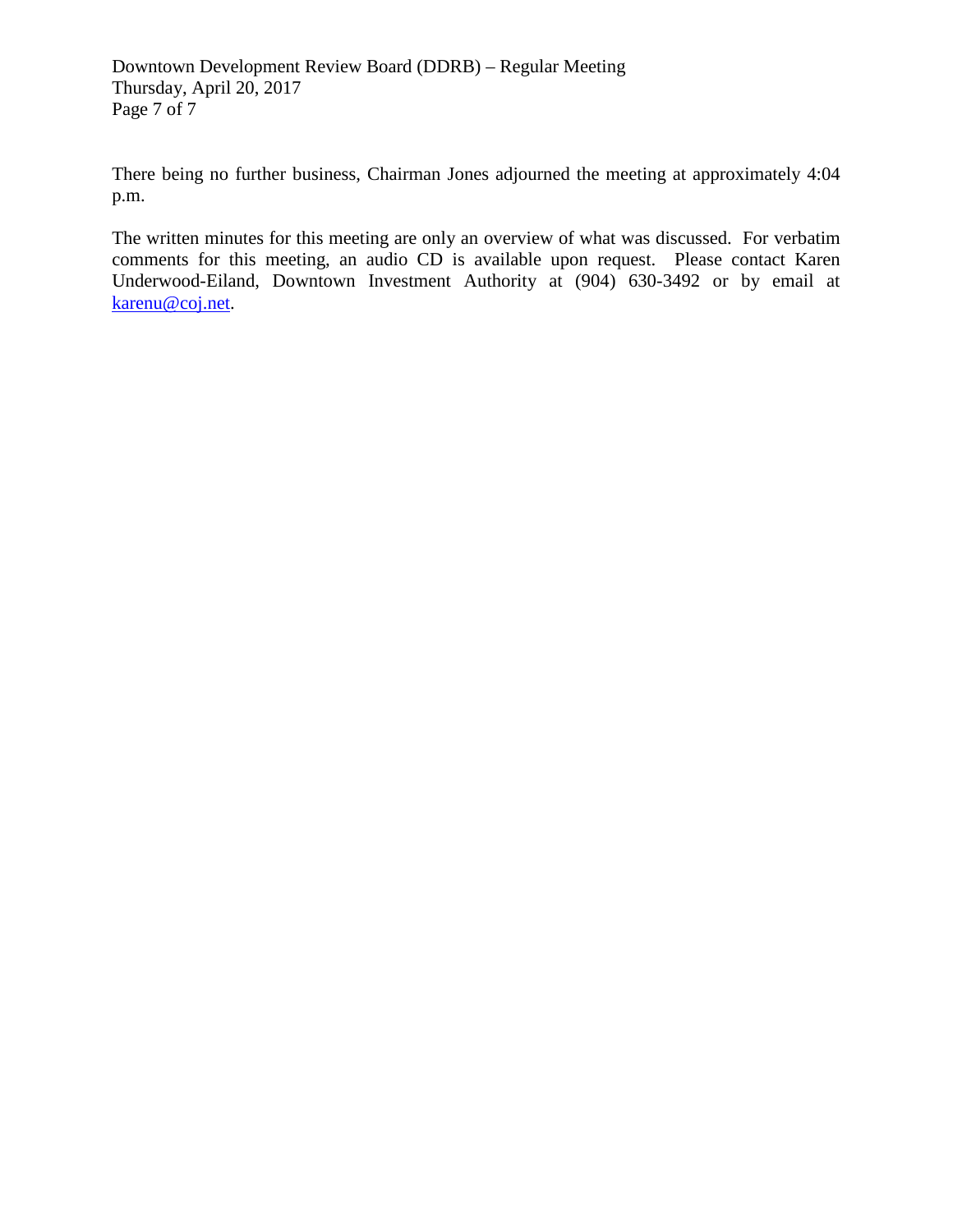There being no further business, Chairman Jones adjourned the meeting at approximately 4:04 p.m.

The written minutes for this meeting are only an overview of what was discussed. For verbatim comments for this meeting, an audio CD is available upon request. Please contact Karen Underwood-Eiland, Downtown Investment Authority at (904) 630-3492 or by email at karenu@coj.net.